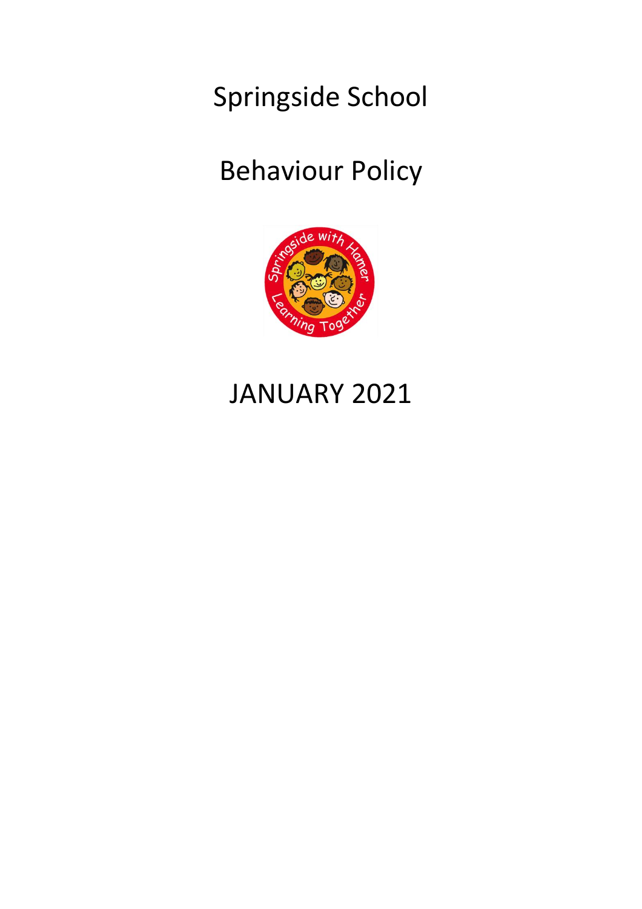# Springside School

## Behaviour Policy

## JANUARY 2021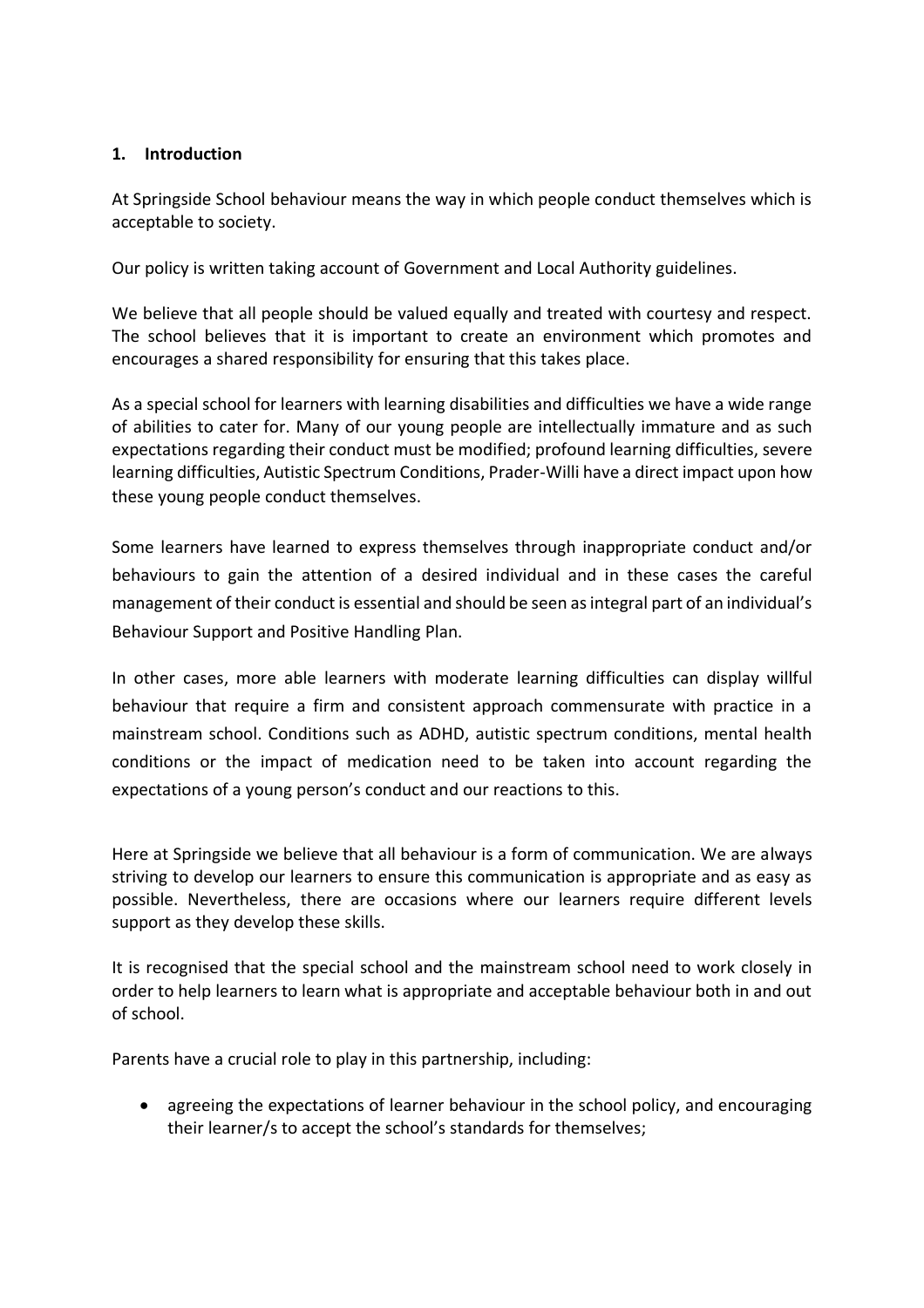## 1. Introduction

At Springside School behaviour means the way in which people conduct themselves which is acceptable to society.

Our policy is written taking account of Government and Local Authority guidelines.

We believe that all people should be valued equally and treated with courtesy and respect. The school believes that it is important to create an environment which promotes and encourages a shared responsibility for ensuring that this takes place.

As a special school for learners with learning disabilities and difficulties we have a wide range of abilities to cater for. Many of our young people are intellectually immature and as such expectations regarding their conduct must be modified; profound learning difficulties, severe learning difficulties, Autistic Spectrum Conditions, Prader-Willi have a direct impact upon how these young people conduct themselves.

Some learners have learned to express themselves through inappropriate conduct and/or behaviours to gain the attention of a desired individual and in these cases the careful management of their conduct is essential and should be seen as integral part of an individual's Behaviour Support and Positive Handling Plan.

In other cases, more able learners with moderate learning difficulties can display willful behaviour that require a firm and consistent approach commensurate with practice in a mainstream school. Conditions such as ADHD, autistic spectrum conditions, mental health conditions or the impact of medication need to be taken into account regarding the expectations of a young person's conduct and our reactions to this.

Here at Springside we believe that all behaviour is a form of communication. We are always striving to develop our learners to ensure this communication is appropriate and as easy as possible. Nevertheless, there are occasions where our learners require different levels support as they develop these skills.

It is recognised that the special school and the mainstream school need to work closely in order to help learners to learn what is appropriate and acceptable behaviour both in and out of school.

Parents have a crucial role to play in this partnership, including:

- agreeing the expectations of learner behaviour in the school policy, and encouraging their learner/s to accept the school's standards for themselves;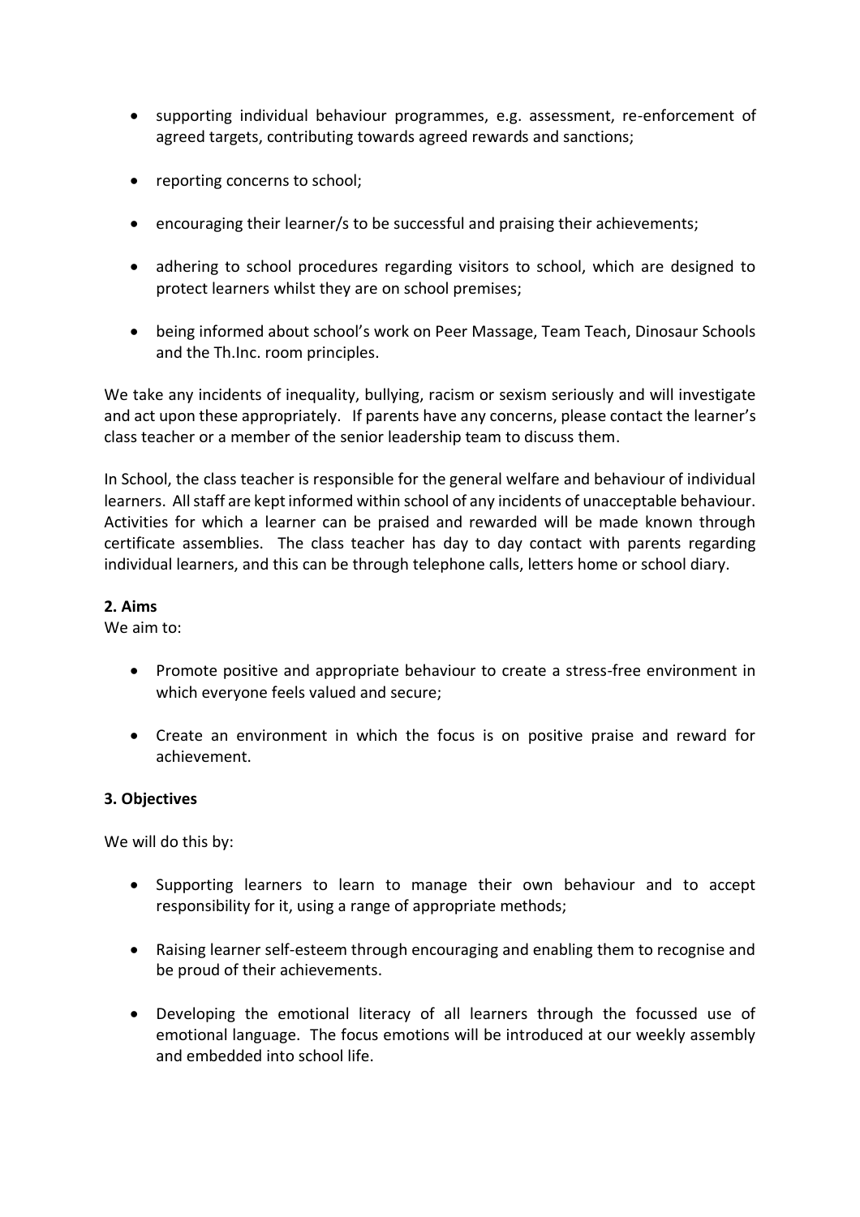- supporting individual behaviour programmes, e.g. assessment, re-enforcement of agreed targets, contributing towards agreed rewards and sanctions;

- reporting concerns to school;

- encouraging their learner/s to be successful and praising their achievements;

- adhering to school procedures regarding visitors to school, which are designed to protect learners whilst they are on school premises;

- being informed about school's work on Peer Massage, Team Teach, Dinosaur Schools and the Th.Inc. room principles.

We take any incidents of inequality, bullying, racism or sexism seriously and will investigate and act upon these appropriately. If parents have any concerns, please contact the learner's class teacher or a member of the senior leadership team to discuss them.

In School, the class teacher is responsible for the general welfare and behaviour of individual learners. All staff are kept informed within school of any incidents of unacceptable behaviour. Activities for which a learner can be praised and rewarded will be made known through certificate assemblies. The class teacher has day to day contact with parents regarding individual learners, and this can be through telephone calls, letters home or school diary.

**2. Aims**

We aim to:

- Promote positive and appropriate behaviour to create a stress-free environment in which everyone feels valued and secure;

- Create an environment in which the focus is on positive praise and reward for achievement.

**3. Objectives**

We will do this by:

- Supporting learners to learn to manage their own behaviour and to accept responsibility for it, using a range of appropriate methods;

- Raising learner self-esteem through encouraging and enabling them to recognise and be proud of their achievements.

- Developing the emotional literacy of all learners through the focussed use of emotional language. The focus emotions will be introduced at our weekly assembly and embedded into school life.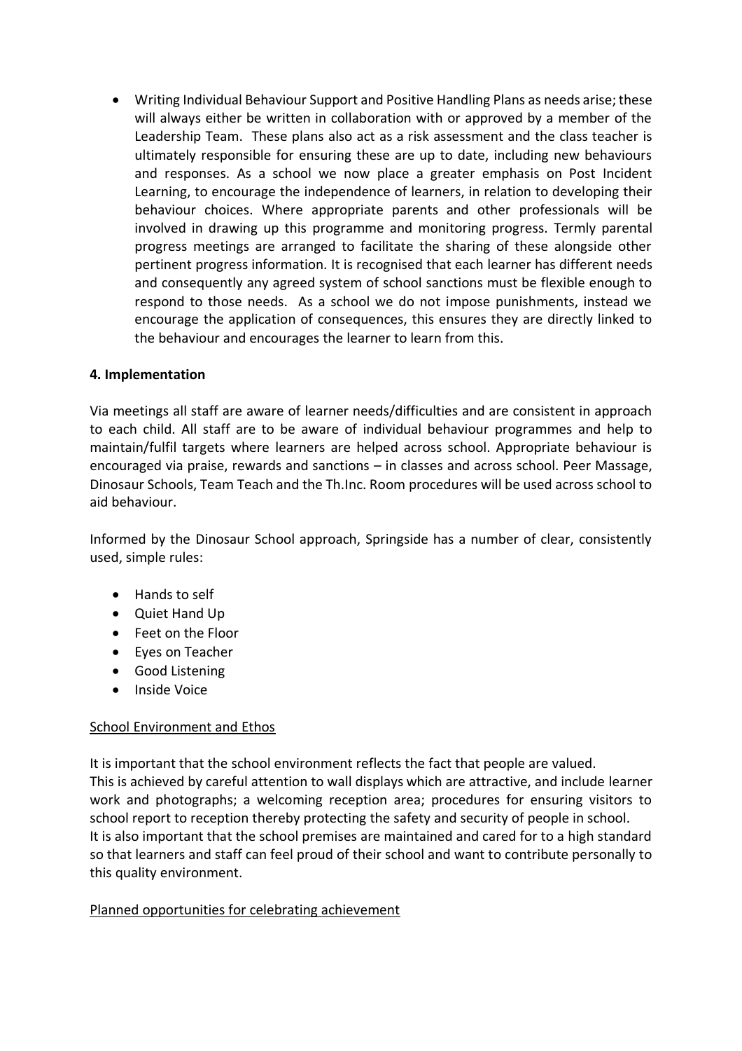- Writing Individual Behaviour Support and Positive Handling Plans as needs arise; these will always either be written in collaboration with or approved by a member of the Leadership Team. These plans also act as a risk assessment and the class teacher is ultimately responsible for ensuring these are up to date, including new behaviours and responses. As a school we now place a greater emphasis on Post Incident Learning, to encourage the independence of learners, in relation to developing their behaviour choices. Where appropriate parents and other professionals will be involved in drawing up this programme and monitoring progress. Termly parental progress meetings are arranged to facilitate the sharing of these alongside other pertinent progress information. It is recognised that each learner has different needs and consequently any agreed system of school sanctions must be flexible enough to respond to those needs. As a school we do not impose punishments, instead we encourage the application of consequences, this ensures they are directly linked to the behaviour and encourages the learner to learn from this.

**4. Implementation**

Via meetings all staff are aware of learner needs/difficulties and are consistent in approach to each child. All staff are to be aware of individual behaviour programmes and help to maintain/fulfil targets where learners are helped across school. Appropriate behaviour is encouraged via praise, rewards and sanctions – in classes and across school. Peer Massage, Dinosaur Schools, Team Teach and the Th.Inc. Room procedures will be used across school to aid behaviour.

Informed by the Dinosaur School approach, Springside has a number of clear, consistently used, simple rules:

- Hands to self
- Quiet Hand Up
- Feet on the Floor
- Eyes on Teacher
- Good Listening
- Inside Voice

<u>School Environment and Ethos</u>

It is important that the school environment reflects the fact that people are valued.
This is achieved by careful attention to wall displays which are attractive, and include learner work and photographs; a welcoming reception area; procedures for ensuring visitors to school report to reception thereby protecting the safety and security of people in school.
It is also important that the school premises are maintained and cared for to a high standard so that learners and staff can feel proud of their school and want to contribute personally to this quality environment.

<u>Planned opportunities for celebrating achievement</u>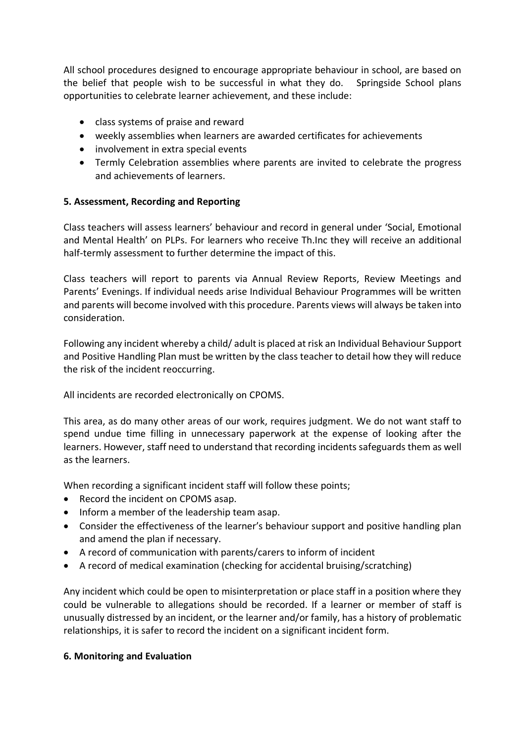All school procedures designed to encourage appropriate behaviour in school, are based on the belief that people wish to be successful in what they do. Springside School plans opportunities to celebrate learner achievement, and these include:

- class systems of praise and reward
- weekly assemblies when learners are awarded certificates for achievements
- involvement in extra special events
- Termly Celebration assemblies where parents are invited to celebrate the progress and achievements of learners.

**5. Assessment, Recording and Reporting**

Class teachers will assess learners' behaviour and record in general under 'Social, Emotional and Mental Health' on PLPs. For learners who receive Th.Inc they will receive an additional half-termly assessment to further determine the impact of this.

Class teachers will report to parents via Annual Review Reports, Review Meetings and Parents' Evenings. If individual needs arise Individual Behaviour Programmes will be written and parents will become involved with this procedure. Parents views will always be taken into consideration.

Following any incident whereby a child/ adult is placed at risk an Individual Behaviour Support and Positive Handling Plan must be written by the class teacher to detail how they will reduce the risk of the incident reoccurring.

All incidents are recorded electronically on CPOMS.

This area, as do many other areas of our work, requires judgment. We do not want staff to spend undue time filling in unnecessary paperwork at the expense of looking after the learners. However, staff need to understand that recording incidents safeguards them as well as the learners.

When recording a significant incident staff will follow these points;

- Record the incident on CPOMS asap.
- Inform a member of the leadership team asap.
- Consider the effectiveness of the learner's behaviour support and positive handling plan and amend the plan if necessary.
- A record of communication with parents/carers to inform of incident
- A record of medical examination (checking for accidental bruising/scratching)

Any incident which could be open to misinterpretation or place staff in a position where they could be vulnerable to allegations should be recorded. If a learner or member of staff is unusually distressed by an incident, or the learner and/or family, has a history of problematic relationships, it is safer to record the incident on a significant incident form.

**6. Monitoring and Evaluation**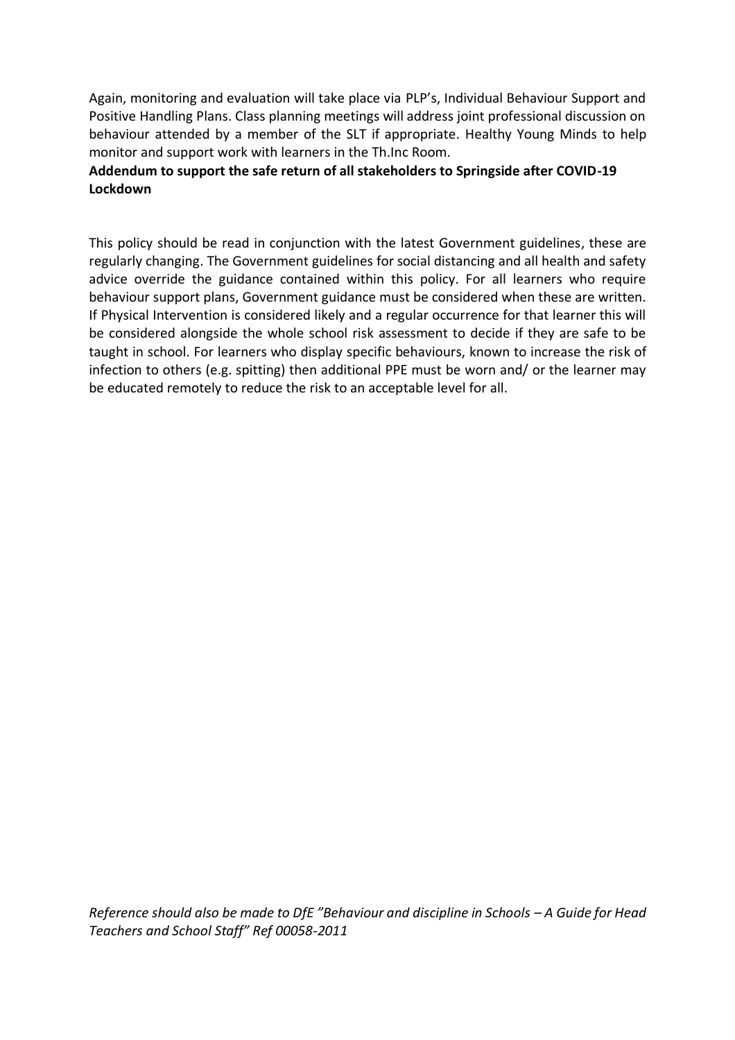Again, monitoring and evaluation will take place via PLP's, Individual Behaviour Support and Positive Handling Plans. Class planning meetings will address joint professional discussion on behaviour attended by a member of the SLT if appropriate. Healthy Young Minds to help monitor and support work with learners in the Th.Inc Room.

**Addendum to support the safe return of all stakeholders to Springside after COVID-19 Lockdown**

This policy should be read in conjunction with the latest Government guidelines, these are regularly changing. The Government guidelines for social distancing and all health and safety advice override the guidance contained within this policy. For all learners who require behaviour support plans, Government guidance must be considered when these are written. If Physical Intervention is considered likely and a regular occurrence for that learner this will be considered alongside the whole school risk assessment to decide if they are safe to be taught in school. For learners who display specific behaviours, known to increase the risk of infection to others (e.g. spitting) then additional PPE must be worn and/ or the learner may be educated remotely to reduce the risk to an acceptable level for all.

*Reference should also be made to DfE "Behaviour and discipline in Schools – A Guide for Head Teachers and School Staff" Ref 00058-2011*